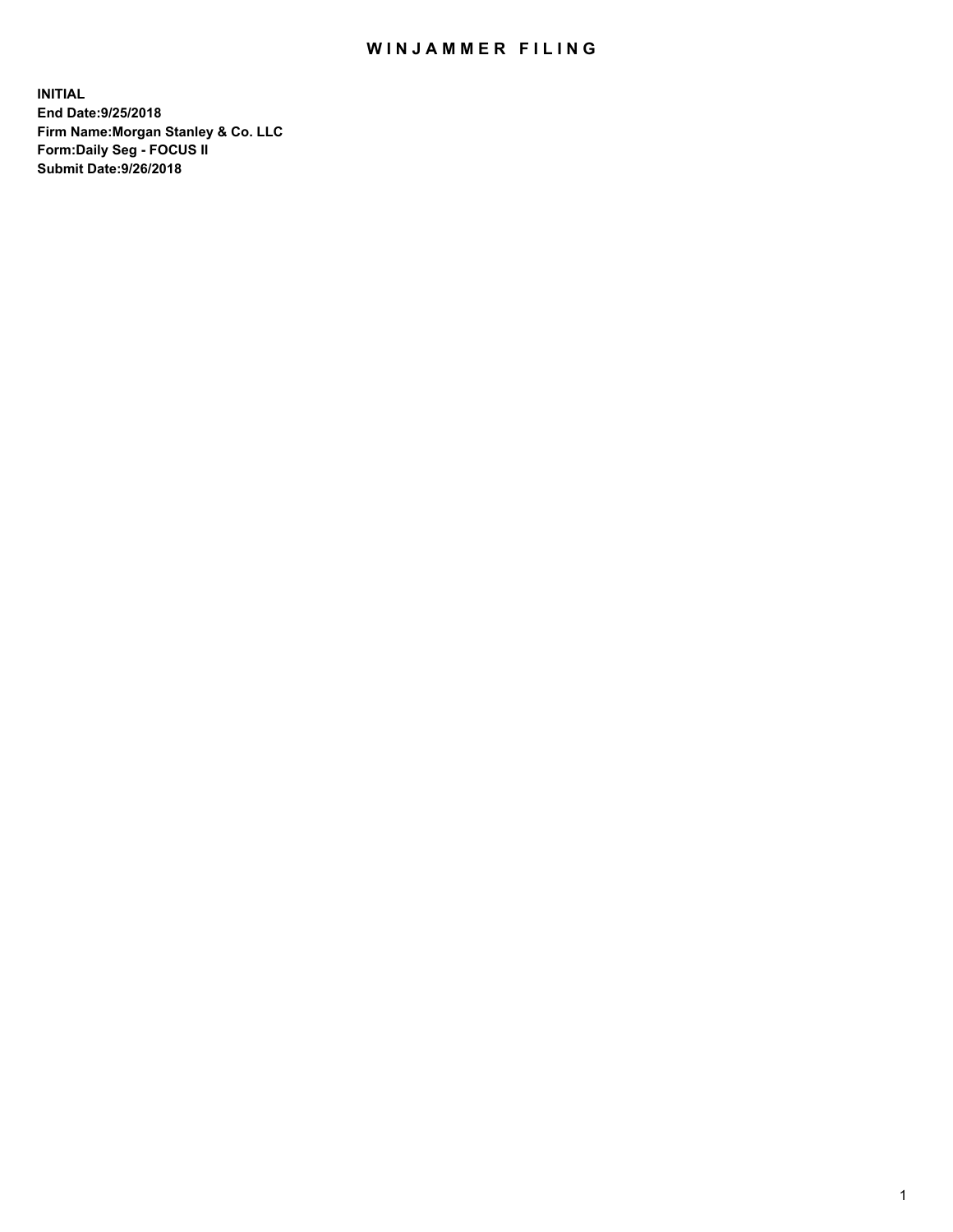# WINJAMMER FILING

**INITIAL**
**End Date:9/25/2018**
**Firm Name:Morgan Stanley & Co. LLC**
**Form:Daily Seg - FOCUS II**
**Submit Date:9/26/2018**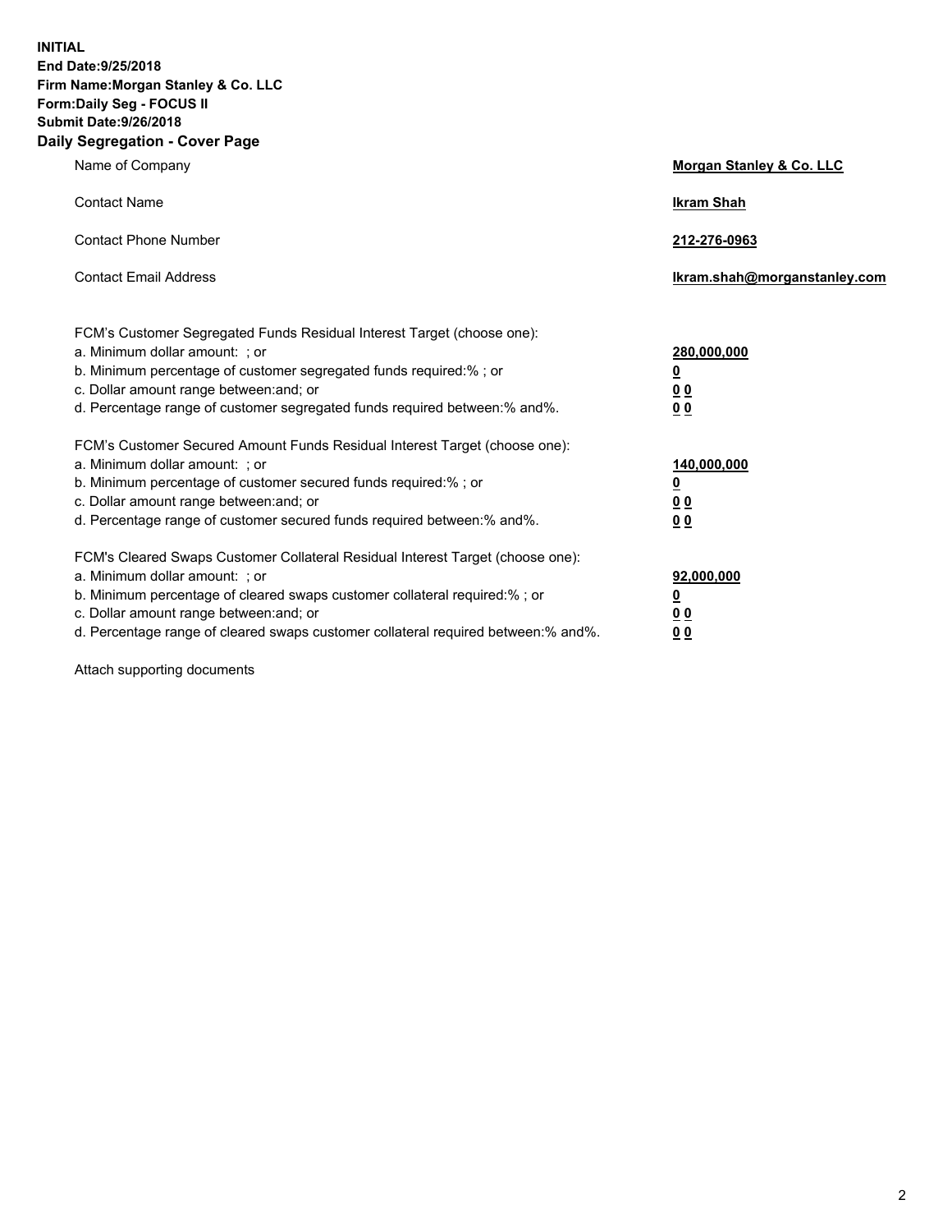**INITIAL**
**End Date:9/25/2018**
**Firm Name:Morgan Stanley & Co. LLC**
**Form:Daily Seg - FOCUS II**
**Submit Date:9/26/2018**

## Daily Segregation - Cover Page

| | |
|---|---|
| Name of Company | **Morgan Stanley & Co. LLC** |
| Contact Name | **Ikram Shah** |
| Contact Phone Number | **212-276-0963** |
| Contact Email Address | **Ikram.shah@morganstanley.com** |

| | |
|---|---|
| FCM's Customer Segregated Funds Residual Interest Target (choose one): | |
| a. Minimum dollar amount: ; or | **280,000,000** |
| b. Minimum percentage of customer segregated funds required:% ; or | **0** |
| c. Dollar amount range between:and; or | **0 0** |
| d. Percentage range of customer segregated funds required between:% and%. | **0 0** |
| FCM's Customer Secured Amount Funds Residual Interest Target (choose one): | |
| a. Minimum dollar amount: ; or | **140,000,000** |
| b. Minimum percentage of customer secured funds required:% ; or | **0** |
| c. Dollar amount range between:and; or | **0 0** |
| d. Percentage range of customer secured funds required between:% and%. | **0 0** |
| FCM's Cleared Swaps Customer Collateral Residual Interest Target (choose one): | |
| a. Minimum dollar amount: ; or | **92,000,000** |
| b. Minimum percentage of cleared swaps customer collateral required:% ; or | **0** |
| c. Dollar amount range between:and; or | **0 0** |
| d. Percentage range of cleared swaps customer collateral required between:% and%. | **0 0** |

Attach supporting documents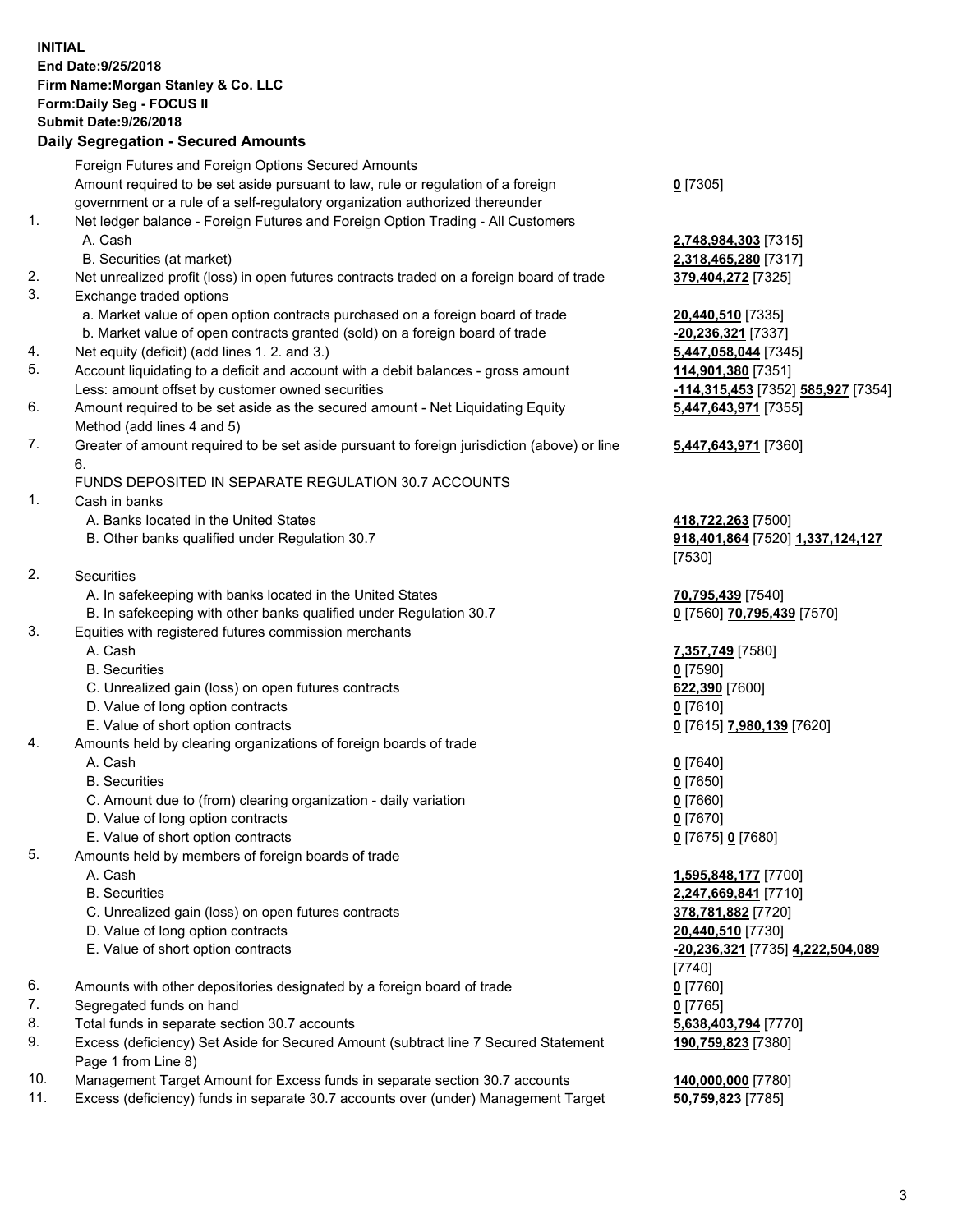**INITIAL**
**End Date:9/25/2018**
**Firm Name:Morgan Stanley & Co. LLC**
**Form:Daily Seg - FOCUS II**
**Submit Date:9/26/2018**

## Daily Segregation - Secured Amounts

| | | |
|---|---|---|
| | Foreign Futures and Foreign Options Secured Amounts | |
| | Amount required to be set aside pursuant to law, rule or regulation of a foreign government or a rule of a self-regulatory organization authorized thereunder | **0** [7305] |
| 1. | Net ledger balance - Foreign Futures and Foreign Option Trading - All Customers | |
| | A. Cash | **2,748,984,303** [7315] |
| | B. Securities (at market) | **2,318,465,280** [7317] |
| 2. | Net unrealized profit (loss) in open futures contracts traded on a foreign board of trade | **379,404,272** [7325] |
| 3. | Exchange traded options | |
| | a. Market value of open option contracts purchased on a foreign board of trade | **20,440,510** [7335] |
| | b. Market value of open contracts granted (sold) on a foreign board of trade | **-20,236,321** [7337] |
| 4. | Net equity (deficit) (add lines 1. 2. and 3.) | **5,447,058,044** [7345] |
| 5. | Account liquidating to a deficit and account with a debit balances - gross amount | **114,901,380** [7351] |
| | Less: amount offset by customer owned securities | **-114,315,453** [7352] **585,927** [7354] |
| 6. | Amount required to be set aside as the secured amount - Net Liquidating Equity Method (add lines 4 and 5) | **5,447,643,971** [7355] |
| 7. | Greater of amount required to be set aside pursuant to foreign jurisdiction (above) or line 6. | **5,447,643,971** [7360] |
| | FUNDS DEPOSITED IN SEPARATE REGULATION 30.7 ACCOUNTS | |
| 1. | Cash in banks | |
| | A. Banks located in the United States | **418,722,263** [7500] |
| | B. Other banks qualified under Regulation 30.7 | **918,401,864** [7520] **1,337,124,127** [7530] |
| 2. | Securities | |
| | A. In safekeeping with banks located in the United States | **70,795,439** [7540] |
| | B. In safekeeping with other banks qualified under Regulation 30.7 | **0** [7560] **70,795,439** [7570] |
| 3. | Equities with registered futures commission merchants | |
| | A. Cash | **7,357,749** [7580] |
| | B. Securities | **0** [7590] |
| | C. Unrealized gain (loss) on open futures contracts | **622,390** [7600] |
| | D. Value of long option contracts | **0** [7610] |
| | E. Value of short option contracts | **0** [7615] **7,980,139** [7620] |
| 4. | Amounts held by clearing organizations of foreign boards of trade | |
| | A. Cash | **0** [7640] |
| | B. Securities | **0** [7650] |
| | C. Amount due to (from) clearing organization - daily variation | **0** [7660] |
| | D. Value of long option contracts | **0** [7670] |
| | E. Value of short option contracts | **0** [7675] **0** [7680] |
| 5. | Amounts held by members of foreign boards of trade | |
| | A. Cash | **1,595,848,177** [7700] |
| | B. Securities | **2,247,669,841** [7710] |
| | C. Unrealized gain (loss) on open futures contracts | **378,781,882** [7720] |
| | D. Value of long option contracts | **20,440,510** [7730] |
| | E. Value of short option contracts | **-20,236,321** [7735] **4,222,504,089** [7740] |
| 6. | Amounts with other depositories designated by a foreign board of trade | **0** [7760] |
| 7. | Segregated funds on hand | **0** [7765] |
| 8. | Total funds in separate section 30.7 accounts | **5,638,403,794** [7770] |
| 9. | Excess (deficiency) Set Aside for Secured Amount (subtract line 7 Secured Statement Page 1 from Line 8) | **190,759,823** [7380] |
| 10. | Management Target Amount for Excess funds in separate section 30.7 accounts | **140,000,000** [7780] |
| 11. | Excess (deficiency) funds in separate 30.7 accounts over (under) Management Target | **50,759,823** [7785] |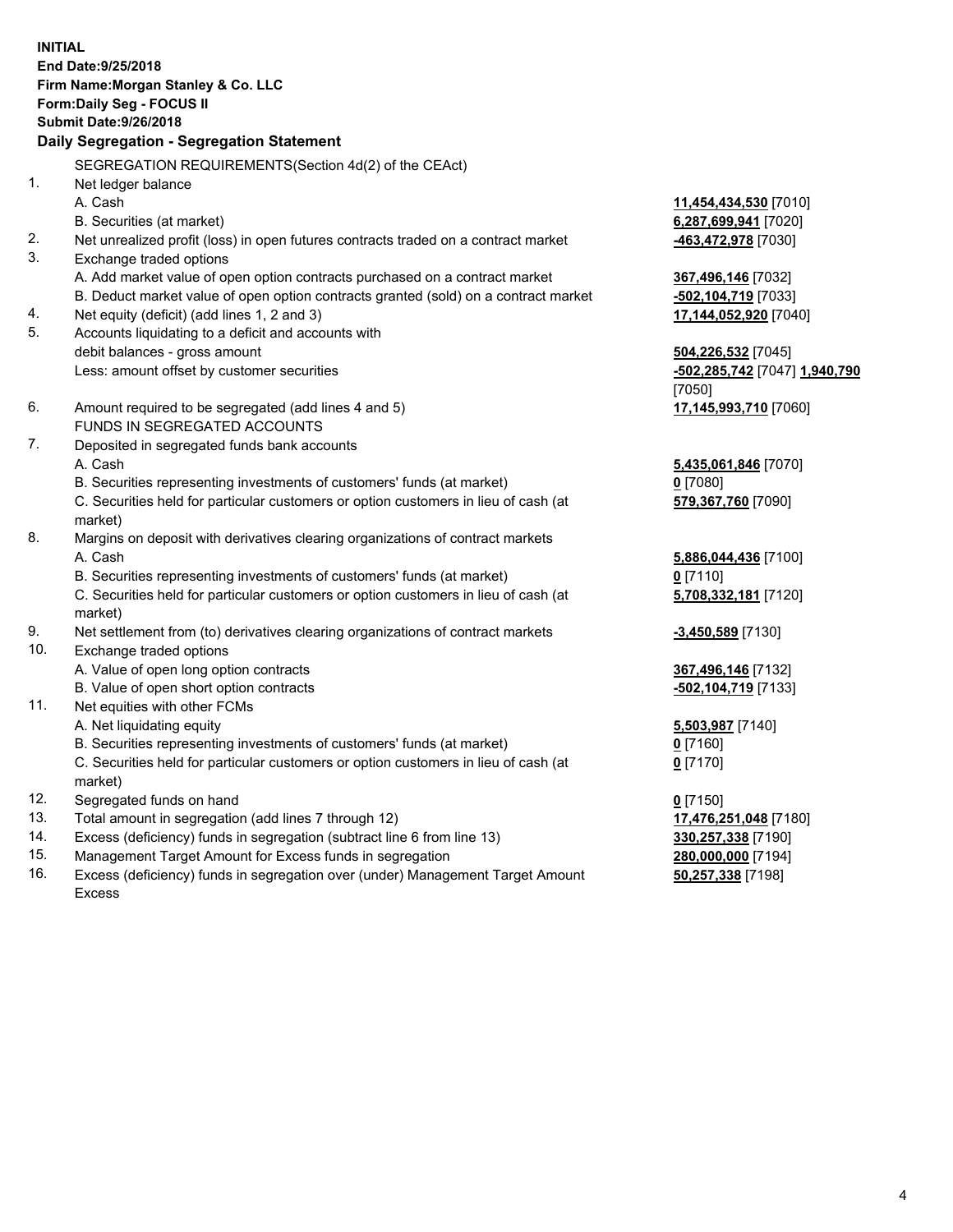**INITIAL**
**End Date:9/25/2018**
**Firm Name:Morgan Stanley & Co. LLC**
**Form:Daily Seg - FOCUS II**
**Submit Date:9/26/2018**

**Daily Segregation - Segregation Statement**

| | | |
|---|---|---|
| | SEGREGATION REQUIREMENTS(Section 4d(2) of the CEAct) | |
| 1. | Net ledger balance | |
| | A. Cash | **11,454,434,530** [7010] |
| | B. Securities (at market) | **6,287,699,941** [7020] |
| 2. | Net unrealized profit (loss) in open futures contracts traded on a contract market | **-463,472,978** [7030] |
| 3. | Exchange traded options | |
| | A. Add market value of open option contracts purchased on a contract market | **367,496,146** [7032] |
| | B. Deduct market value of open option contracts granted (sold) on a contract market | **-502,104,719** [7033] |
| 4. | Net equity (deficit) (add lines 1, 2 and 3) | **17,144,052,920** [7040] |
| 5. | Accounts liquidating to a deficit and accounts with debit balances - gross amount | **504,226,532** [7045] |
| | Less: amount offset by customer securities | **-502,285,742** [7047] **1,940,790** [7050] |
| 6. | Amount required to be segregated (add lines 4 and 5) | **17,145,993,710** [7060] |
| | FUNDS IN SEGREGATED ACCOUNTS | |
| 7. | Deposited in segregated funds bank accounts | |
| | A. Cash | **5,435,061,846** [7070] |
| | B. Securities representing investments of customers' funds (at market) | **0** [7080] |
| | C. Securities held for particular customers or option customers in lieu of cash (at market) | **579,367,760** [7090] |
| 8. | Margins on deposit with derivatives clearing organizations of contract markets | |
| | A. Cash | **5,886,044,436** [7100] |
| | B. Securities representing investments of customers' funds (at market) | **0** [7110] |
| | C. Securities held for particular customers or option customers in lieu of cash (at market) | **5,708,332,181** [7120] |
| 9. | Net settlement from (to) derivatives clearing organizations of contract markets | **-3,450,589** [7130] |
| 10. | Exchange traded options | |
| | A. Value of open long option contracts | **367,496,146** [7132] |
| | B. Value of open short option contracts | **-502,104,719** [7133] |
| 11. | Net equities with other FCMs | |
| | A. Net liquidating equity | **5,503,987** [7140] |
| | B. Securities representing investments of customers' funds (at market) | **0** [7160] |
| | C. Securities held for particular customers or option customers in lieu of cash (at market) | **0** [7170] |
| 12. | Segregated funds on hand | **0** [7150] |
| 13. | Total amount in segregation (add lines 7 through 12) | **17,476,251,048** [7180] |
| 14. | Excess (deficiency) funds in segregation (subtract line 6 from line 13) | **330,257,338** [7190] |
| 15. | Management Target Amount for Excess funds in segregation | **280,000,000** [7194] |
| 16. | Excess (deficiency) funds in segregation over (under) Management Target Amount Excess | **50,257,338** [7198] |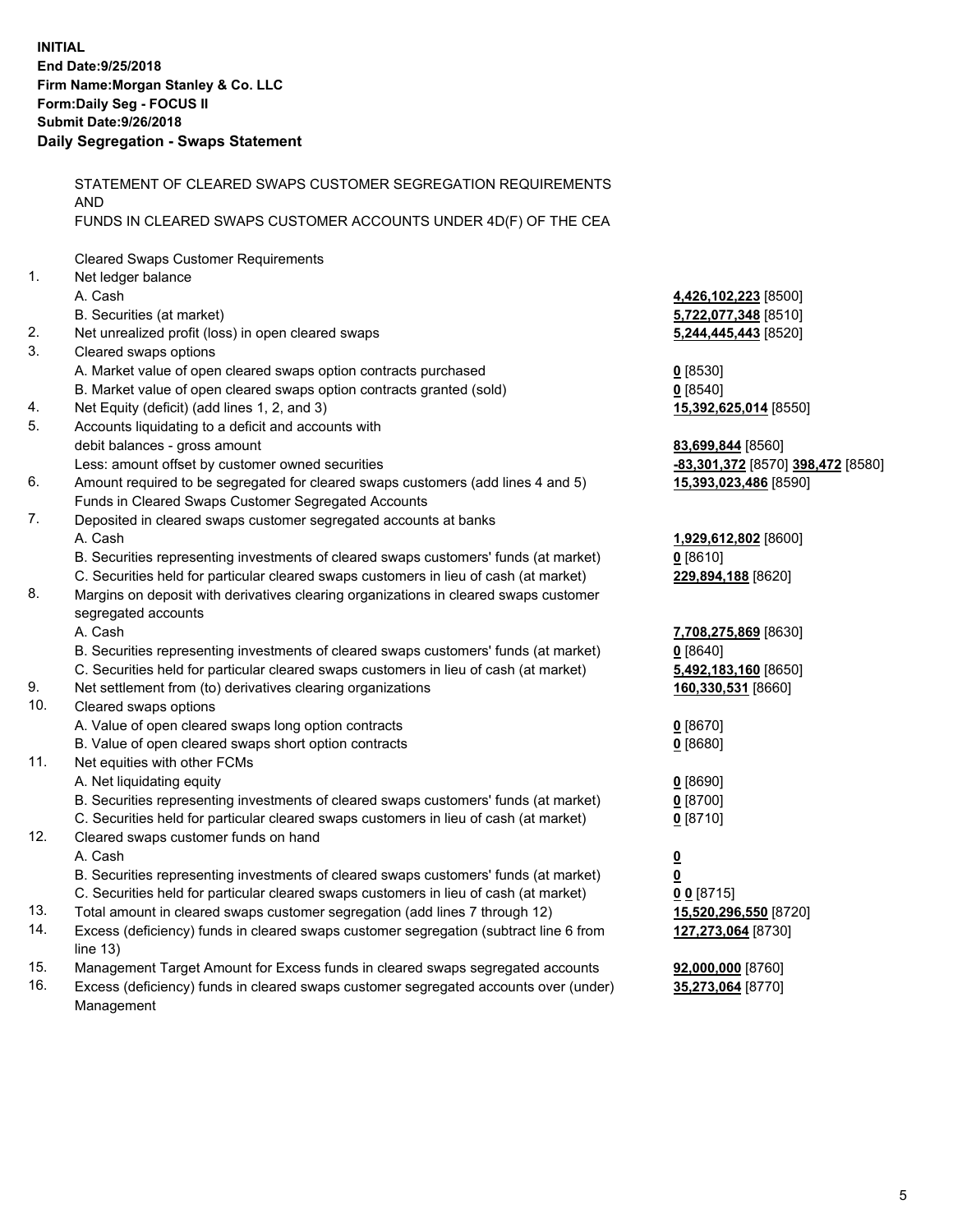**INITIAL**
**End Date:9/25/2018**
**Firm Name:Morgan Stanley & Co. LLC**
**Form:Daily Seg - FOCUS II**
**Submit Date:9/26/2018**
**Daily Segregation - Swaps Statement**

STATEMENT OF CLEARED SWAPS CUSTOMER SEGREGATION REQUIREMENTS AND FUNDS IN CLEARED SWAPS CUSTOMER ACCOUNTS UNDER 4D(F) OF THE CEA

| | | |
|---|---|---|
| | Cleared Swaps Customer Requirements | |
| 1. | Net ledger balance | |
| | A. Cash | **4,426,102,223** [8500] |
| | B. Securities (at market) | **5,722,077,348** [8510] |
| 2. | Net unrealized profit (loss) in open cleared swaps | **5,244,445,443** [8520] |
| 3. | Cleared swaps options | |
| | A. Market value of open cleared swaps option contracts purchased | **0** [8530] |
| | B. Market value of open cleared swaps option contracts granted (sold) | **0** [8540] |
| 4. | Net Equity (deficit) (add lines 1, 2, and 3) | **15,392,625,014** [8550] |
| 5. | Accounts liquidating to a deficit and accounts with debit balances - gross amount | **83,699,844** [8560] |
| | Less: amount offset by customer owned securities | **-83,301,372** [8570] **398,472** [8580] |
| 6. | Amount required to be segregated for cleared swaps customers (add lines 4 and 5) | **15,393,023,486** [8590] |
| | Funds in Cleared Swaps Customer Segregated Accounts | |
| 7. | Deposited in cleared swaps customer segregated accounts at banks | |
| | A. Cash | **1,929,612,802** [8600] |
| | B. Securities representing investments of cleared swaps customers' funds (at market) | **0** [8610] |
| | C. Securities held for particular cleared swaps customers in lieu of cash (at market) | **229,894,188** [8620] |
| 8. | Margins on deposit with derivatives clearing organizations in cleared swaps customer segregated accounts | |
| | A. Cash | **7,708,275,869** [8630] |
| | B. Securities representing investments of cleared swaps customers' funds (at market) | **0** [8640] |
| | C. Securities held for particular cleared swaps customers in lieu of cash (at market) | **5,492,183,160** [8650] |
| 9. | Net settlement from (to) derivatives clearing organizations | **160,330,531** [8660] |
| 10. | Cleared swaps options | |
| | A. Value of open cleared swaps long option contracts | **0** [8670] |
| | B. Value of open cleared swaps short option contracts | **0** [8680] |
| 11. | Net equities with other FCMs | |
| | A. Net liquidating equity | **0** [8690] |
| | B. Securities representing investments of cleared swaps customers' funds (at market) | **0** [8700] |
| | C. Securities held for particular cleared swaps customers in lieu of cash (at market) | **0** [8710] |
| 12. | Cleared swaps customer funds on hand | |
| | A. Cash | **0** |
| | B. Securities representing investments of cleared swaps customers' funds (at market) | **0** |
| | C. Securities held for particular cleared swaps customers in lieu of cash (at market) | **0** **0** [8715] |
| 13. | Total amount in cleared swaps customer segregation (add lines 7 through 12) | **15,520,296,550** [8720] |
| 14. | Excess (deficiency) funds in cleared swaps customer segregation (subtract line 6 from line 13) | **127,273,064** [8730] |
| 15. | Management Target Amount for Excess funds in cleared swaps segregated accounts | **92,000,000** [8760] |
| 16. | Excess (deficiency) funds in cleared swaps customer segregated accounts over (under) Management | **35,273,064** [8770] |